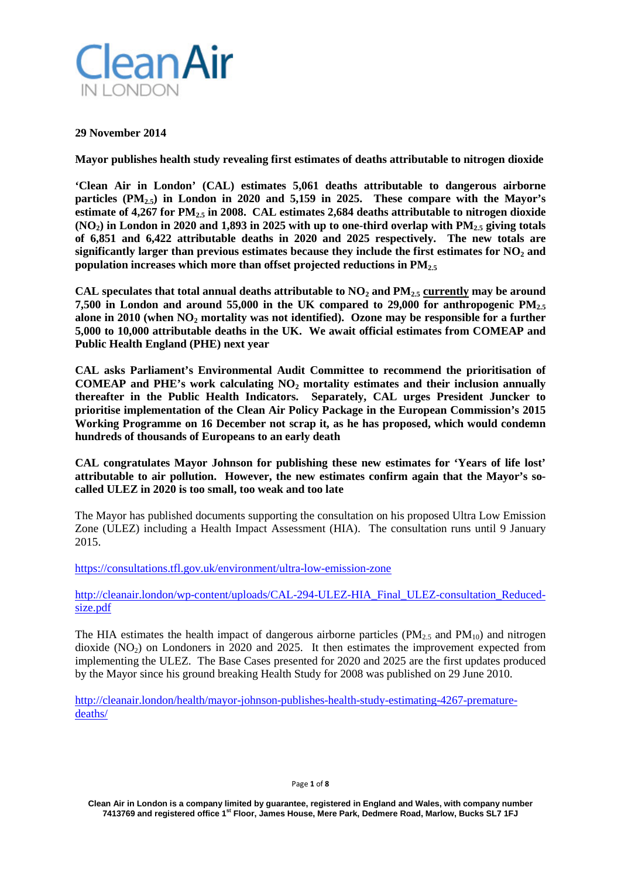**Clean Air IN LONDON**

**29 November 2014**

**Mayor publishes health study revealing first estimates of deaths attributable to nitrogen dioxide**

**'Clean Air in London' (CAL) estimates 5,061 deaths attributable to dangerous airborne particles ($PM_{2.5}$) in London in 2020 and 5,159 in 2025. These compare with the Mayor's estimate of 4,267 for $PM_{2.5}$ in 2008. CAL estimates 2,684 deaths attributable to nitrogen dioxide ($NO_2$) in London in 2020 and 1,893 in 2025 with up to one-third overlap with $PM_{2.5}$ giving totals of 6,851 and 6,422 attributable deaths in 2020 and 2025 respectively. The new totals are significantly larger than previous estimates because they include the first estimates for $NO_2$ and population increases which more than offset projected reductions in $PM_{2.5}$**

**CAL speculates that total annual deaths attributable to $NO_2$ and $PM_{2.5}$ <u>currently</u> may be around 7,500 in London and around 55,000 in the UK compared to 29,000 for anthropogenic $PM_{2.5}$ alone in 2010 (when $NO_2$ mortality was not identified). Ozone may be responsible for a further 5,000 to 10,000 attributable deaths in the UK. We await official estimates from COMEAP and Public Health England (PHE) next year**

**CAL asks Parliament's Environmental Audit Committee to recommend the prioritisation of COMEAP and PHE's work calculating $NO_2$ mortality estimates and their inclusion annually thereafter in the Public Health Indicators. Separately, CAL urges President Juncker to prioritise implementation of the Clean Air Policy Package in the European Commission's 2015 Working Programme on 16 December not scrap it, as he has proposed, which would condemn hundreds of thousands of Europeans to an early death**

**CAL congratulates Mayor Johnson for publishing these new estimates for 'Years of life lost' attributable to air pollution. However, the new estimates confirm again that the Mayor's so-called ULEZ in 2020 is too small, too weak and too late**

The Mayor has published documents supporting the consultation on his proposed Ultra Low Emission Zone (ULEZ) including a Health Impact Assessment (HIA). The consultation runs until 9 January 2015.

https://consultations.tfl.gov.uk/environment/ultra-low-emission-zone

http://cleanair.london/wp-content/uploads/CAL-294-ULEZ-HIA_Final_ULEZ-consultation_Reduced-size.pdf

The HIA estimates the health impact of dangerous airborne particles ($PM_{2.5}$ and $PM_{10}$) and nitrogen dioxide ($NO_2$) on Londoners in 2020 and 2025. It then estimates the improvement expected from implementing the ULEZ. The Base Cases presented for 2020 and 2025 are the first updates produced by the Mayor since his ground breaking Health Study for 2008 was published on 29 June 2010.

http://cleanair.london/health/mayor-johnson-publishes-health-study-estimating-4267-premature-deaths/

Clean Air in London is a company limited by guarantee, registered in England and Wales, with company number 7413769 and registered office 1st Floor, James House, Mere Park, Dedmere Road, Marlow, Bucks SL7 1FJ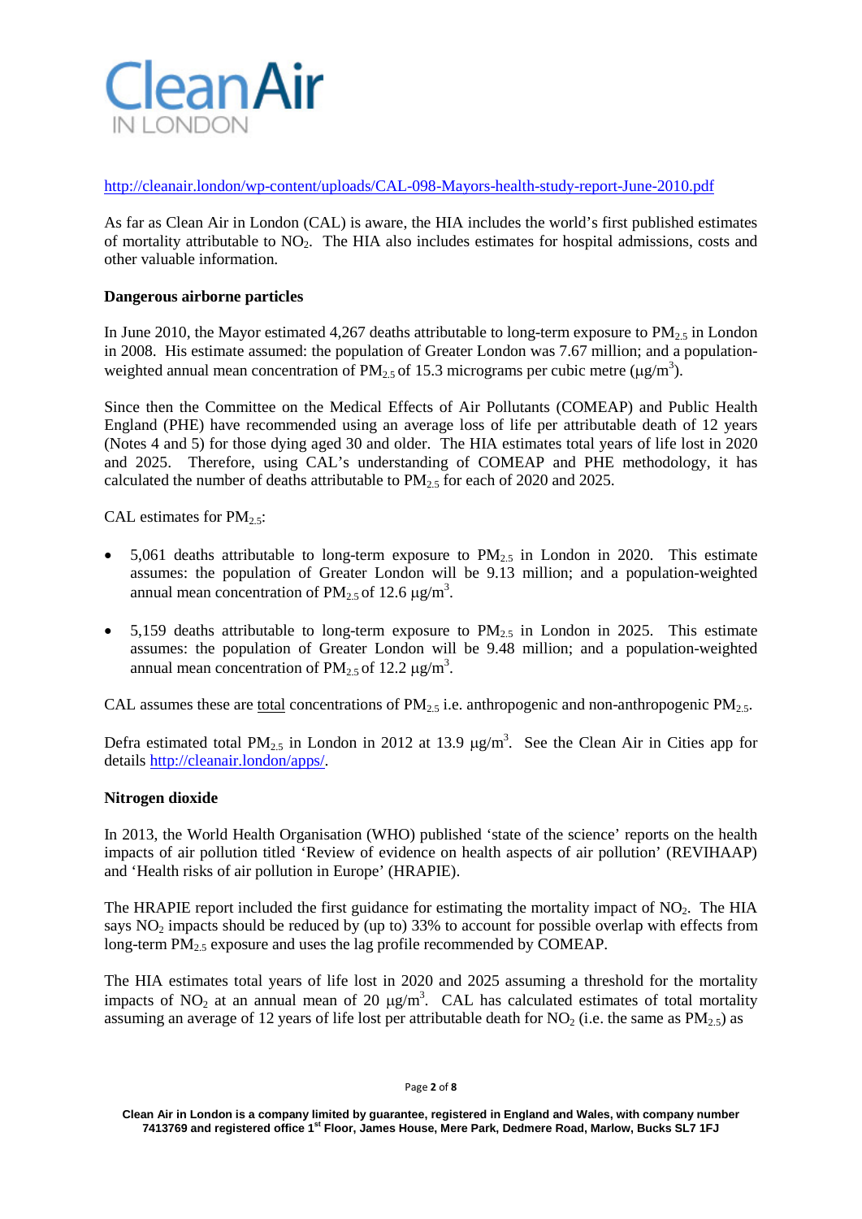http://cleanair.london/wp-content/uploads/CAL-098-Mayors-health-study-report-June-2010.pdf

As far as Clean Air in London (CAL) is aware, the HIA includes the world's first published estimates of mortality attributable to $NO_2$. The HIA also includes estimates for hospital admissions, costs and other valuable information.

**Dangerous airborne particles**

In June 2010, the Mayor estimated 4,267 deaths attributable to long-term exposure to $PM_{2.5}$ in London in 2008. His estimate assumed: the population of Greater London was 7.67 million; and a population-weighted annual mean concentration of $PM_{2.5}$ of 15.3 micrograms per cubic metre ($\mu g/m^3$).

Since then the Committee on the Medical Effects of Air Pollutants (COMEAP) and Public Health England (PHE) have recommended using an average loss of life per attributable death of 12 years (Notes 4 and 5) for those dying aged 30 and older. The HIA estimates total years of life lost in 2020 and 2025. Therefore, using CAL's understanding of COMEAP and PHE methodology, it has calculated the number of deaths attributable to $PM_{2.5}$ for each of 2020 and 2025.

CAL estimates for $PM_{2.5}$:

- 5,061 deaths attributable to long-term exposure to $PM_{2.5}$ in London in 2020. This estimate assumes: the population of Greater London will be 9.13 million; and a population-weighted annual mean concentration of $PM_{2.5}$ of 12.6 $\mu g/m^3$.

- 5,159 deaths attributable to long-term exposure to $PM_{2.5}$ in London in 2025. This estimate assumes: the population of Greater London will be 9.48 million; and a population-weighted annual mean concentration of $PM_{2.5}$ of 12.2 $\mu g/m^3$.

CAL assumes these are total concentrations of $PM_{2.5}$ i.e. anthropogenic and non-anthropogenic $PM_{2.5}$.

Defra estimated total $PM_{2.5}$ in London in 2012 at 13.9 $\mu g/m^3$. See the Clean Air in Cities app for details http://cleanair.london/apps/.

**Nitrogen dioxide**

In 2013, the World Health Organisation (WHO) published 'state of the science' reports on the health impacts of air pollution titled 'Review of evidence on health aspects of air pollution' (REVIHAAP) and 'Health risks of air pollution in Europe' (HRAPIE).

The HRAPIE report included the first guidance for estimating the mortality impact of $NO_2$. The HIA says $NO_2$ impacts should be reduced by (up to) 33% to account for possible overlap with effects from long-term $PM_{2.5}$ exposure and uses the lag profile recommended by COMEAP.

The HIA estimates total years of life lost in 2020 and 2025 assuming a threshold for the mortality impacts of $NO_2$ at an annual mean of 20 $\mu g/m^3$. CAL has calculated estimates of total mortality assuming an average of 12 years of life lost per attributable death for $NO_2$ (i.e. the same as $PM_{2.5}$) as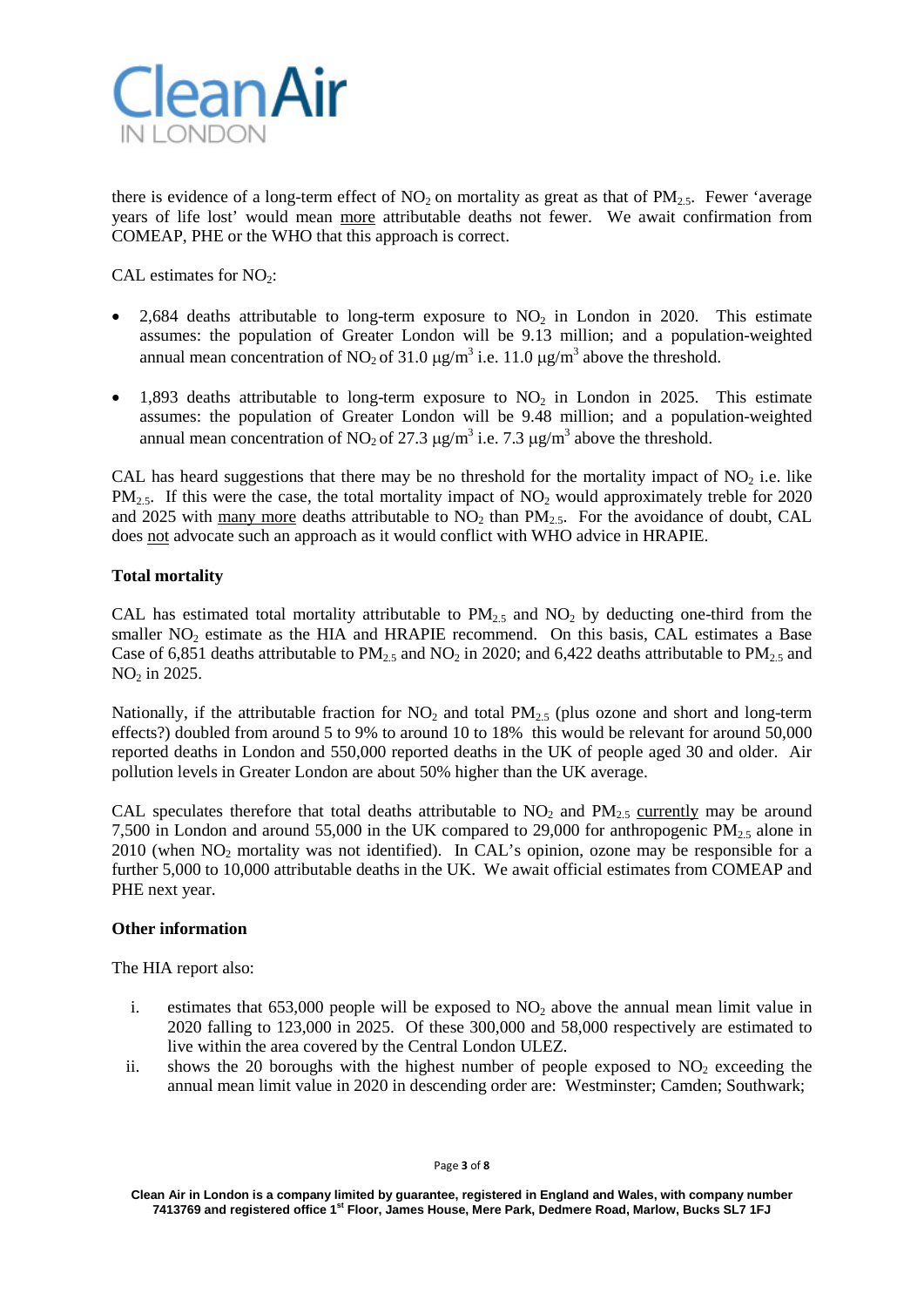there is evidence of a long-term effect of $NO_2$ on mortality as great as that of $PM_{2.5}$. Fewer 'average years of life lost' would mean more attributable deaths not fewer. We await confirmation from COMEAP, PHE or the WHO that this approach is correct.

CAL estimates for $NO_2$:

- 2,684 deaths attributable to long-term exposure to $NO_2$ in London in 2020. This estimate assumes: the population of Greater London will be 9.13 million; and a population-weighted annual mean concentration of $NO_2$ of 31.0 $\mu g/m^3$ i.e. 11.0 $\mu g/m^3$ above the threshold.

- 1,893 deaths attributable to long-term exposure to $NO_2$ in London in 2025. This estimate assumes: the population of Greater London will be 9.48 million; and a population-weighted annual mean concentration of $NO_2$ of 27.3 $\mu g/m^3$ i.e. 7.3 $\mu g/m^3$ above the threshold.

CAL has heard suggestions that there may be no threshold for the mortality impact of $NO_2$ i.e. like $PM_{2.5}$. If this were the case, the total mortality impact of $NO_2$ would approximately treble for 2020 and 2025 with many more deaths attributable to $NO_2$ than $PM_{2.5}$. For the avoidance of doubt, CAL does not advocate such an approach as it would conflict with WHO advice in HRAPIE.

**Total mortality**

CAL has estimated total mortality attributable to $PM_{2.5}$ and $NO_2$ by deducting one-third from the smaller $NO_2$ estimate as the HIA and HRAPIE recommend. On this basis, CAL estimates a Base Case of 6,851 deaths attributable to $PM_{2.5}$ and $NO_2$ in 2020; and 6,422 deaths attributable to $PM_{2.5}$ and $NO_2$ in 2025.

Nationally, if the attributable fraction for $NO_2$ and total $PM_{2.5}$ (plus ozone and short and long-term effects?) doubled from around 5 to 9% to around 10 to 18% this would be relevant for around 50,000 reported deaths in London and 550,000 reported deaths in the UK of people aged 30 and older. Air pollution levels in Greater London are about 50% higher than the UK average.

CAL speculates therefore that total deaths attributable to $NO_2$ and $PM_{2.5}$ currently may be around 7,500 in London and around 55,000 in the UK compared to 29,000 for anthropogenic $PM_{2.5}$ alone in 2010 (when $NO_2$ mortality was not identified). In CAL's opinion, ozone may be responsible for a further 5,000 to 10,000 attributable deaths in the UK. We await official estimates from COMEAP and PHE next year.

**Other information**

The HIA report also:

i. estimates that 653,000 people will be exposed to $NO_2$ above the annual mean limit value in 2020 falling to 123,000 in 2025. Of these 300,000 and 58,000 respectively are estimated to live within the area covered by the Central London ULEZ.

ii. shows the 20 boroughs with the highest number of people exposed to $NO_2$ exceeding the annual mean limit value in 2020 in descending order are: Westminster; Camden; Southwark;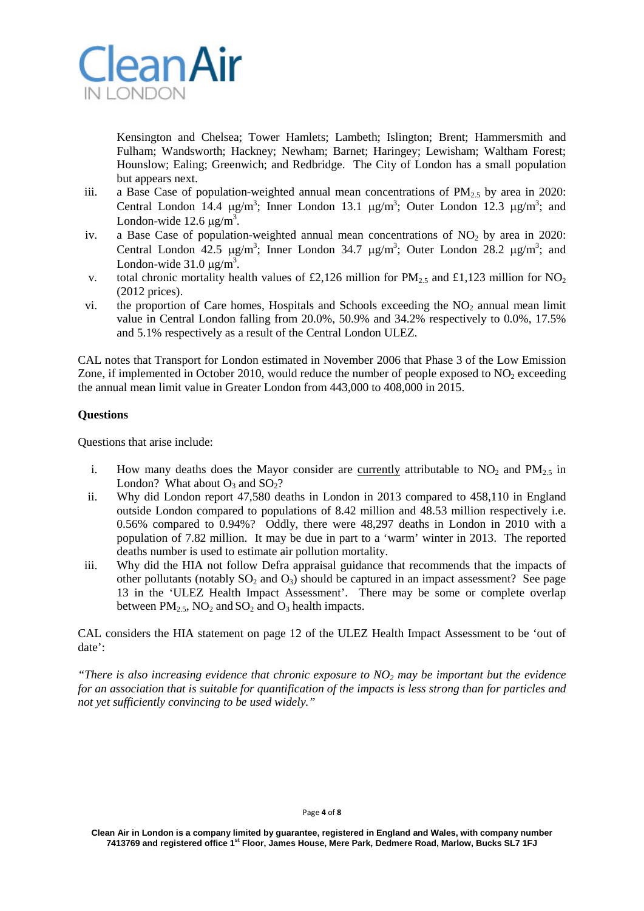Kensington and Chelsea; Tower Hamlets; Lambeth; Islington; Brent; Hammersmith and Fulham; Wandsworth; Hackney; Newham; Barnet; Haringey; Lewisham; Waltham Forest; Hounslow; Ealing; Greenwich; and Redbridge. The City of London has a small population but appears next.

iii. a Base Case of population-weighted annual mean concentrations of $PM_{2.5}$ by area in 2020: Central London 14.4 $\mu g/m^3$; Inner London 13.1 $\mu g/m^3$; Outer London 12.3 $\mu g/m^3$; and London-wide 12.6 $\mu g/m^3$.

iv. a Base Case of population-weighted annual mean concentrations of $NO_2$ by area in 2020: Central London 42.5 $\mu g/m^3$; Inner London 34.7 $\mu g/m^3$; Outer London 28.2 $\mu g/m^3$; and London-wide 31.0 $\mu g/m^3$.

v. total chronic mortality health values of £2,126 million for $PM_{2.5}$ and £1,123 million for $NO_2$ (2012 prices).

vi. the proportion of Care homes, Hospitals and Schools exceeding the $NO_2$ annual mean limit value in Central London falling from 20.0%, 50.9% and 34.2% respectively to 0.0%, 17.5% and 5.1% respectively as a result of the Central London ULEZ.

CAL notes that Transport for London estimated in November 2006 that Phase 3 of the Low Emission Zone, if implemented in October 2010, would reduce the number of people exposed to $NO_2$ exceeding the annual mean limit value in Greater London from 443,000 to 408,000 in 2015.

**Questions**

Questions that arise include:

i. How many deaths does the Mayor consider are currently attributable to $NO_2$ and $PM_{2.5}$ in London? What about $O_3$ and $SO_2$?

ii. Why did London report 47,580 deaths in London in 2013 compared to 458,110 in England outside London compared to populations of 8.42 million and 48.53 million respectively i.e. 0.56% compared to 0.94%? Oddly, there were 48,297 deaths in London in 2010 with a population of 7.82 million. It may be due in part to a 'warm' winter in 2013. The reported deaths number is used to estimate air pollution mortality.

iii. Why did the HIA not follow Defra appraisal guidance that recommends that the impacts of other pollutants (notably $SO_2$ and $O_3$) should be captured in an impact assessment? See page 13 in the 'ULEZ Health Impact Assessment'. There may be some or complete overlap between $PM_{2.5}$, $NO_2$ and $SO_2$ and $O_3$ health impacts.

CAL considers the HIA statement on page 12 of the ULEZ Health Impact Assessment to be 'out of date':

*"There is also increasing evidence that chronic exposure to $NO_2$ may be important but the evidence for an association that is suitable for quantification of the impacts is less strong than for particles and not yet sufficiently convincing to be used widely."*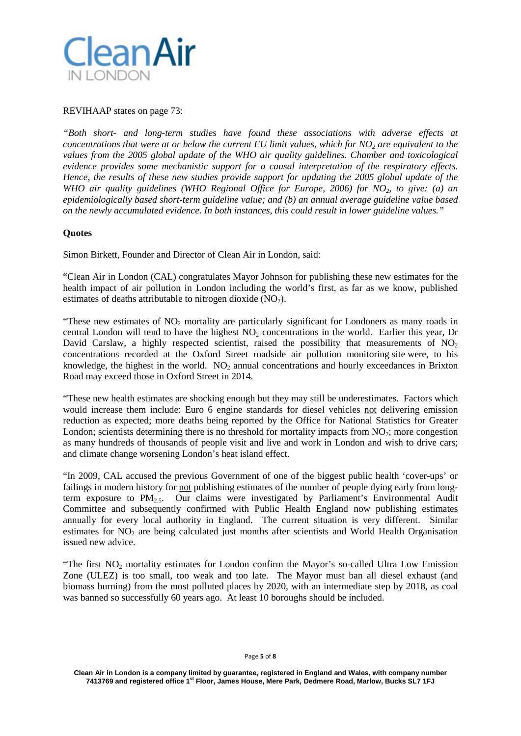REVIHAAP states on page 73:

*"Both short- and long-term studies have found these associations with adverse effects at concentrations that were at or below the current EU limit values, which for $NO_2$ are equivalent to the values from the 2005 global update of the WHO air quality guidelines. Chamber and toxicological evidence provides some mechanistic support for a causal interpretation of the respiratory effects. Hence, the results of these new studies provide support for updating the 2005 global update of the WHO air quality guidelines (WHO Regional Office for Europe, 2006) for $NO_2$, to give: (a) an epidemiologically based short-term guideline value; and (b) an annual average guideline value based on the newly accumulated evidence. In both instances, this could result in lower guideline values."*

**Quotes**

Simon Birkett, Founder and Director of Clean Air in London, said:

"Clean Air in London (CAL) congratulates Mayor Johnson for publishing these new estimates for the health impact of air pollution in London including the world's first, as far as we know, published estimates of deaths attributable to nitrogen dioxide ($NO_2$).

"These new estimates of $NO_2$ mortality are particularly significant for Londoners as many roads in central London will tend to have the highest $NO_2$ concentrations in the world. Earlier this year, Dr David Carslaw, a highly respected scientist, raised the possibility that measurements of $NO_2$ concentrations recorded at the Oxford Street roadside air pollution monitoring site were, to his knowledge, the highest in the world. $NO_2$ annual concentrations and hourly exceedances in Brixton Road may exceed those in Oxford Street in 2014.

"These new health estimates are shocking enough but they may still be underestimates. Factors which would increase them include: Euro 6 engine standards for diesel vehicles not delivering emission reduction as expected; more deaths being reported by the Office for National Statistics for Greater London; scientists determining there is no threshold for mortality impacts from $NO_2$; more congestion as many hundreds of thousands of people visit and live and work in London and wish to drive cars; and climate change worsening London's heat island effect.

"In 2009, CAL accused the previous Government of one of the biggest public health 'cover-ups' or failings in modern history for not publishing estimates of the number of people dying early from long-term exposure to $PM_{2.5}$. Our claims were investigated by Parliament's Environmental Audit Committee and subsequently confirmed with Public Health England now publishing estimates annually for every local authority in England. The current situation is very different. Similar estimates for $NO_2$ are being calculated just months after scientists and World Health Organisation issued new advice.

"The first $NO_2$ mortality estimates for London confirm the Mayor's so-called Ultra Low Emission Zone (ULEZ) is too small, too weak and too late. The Mayor must ban all diesel exhaust (and biomass burning) from the most polluted places by 2020, with an intermediate step by 2018, as coal was banned so successfully 60 years ago. At least 10 boroughs should be included.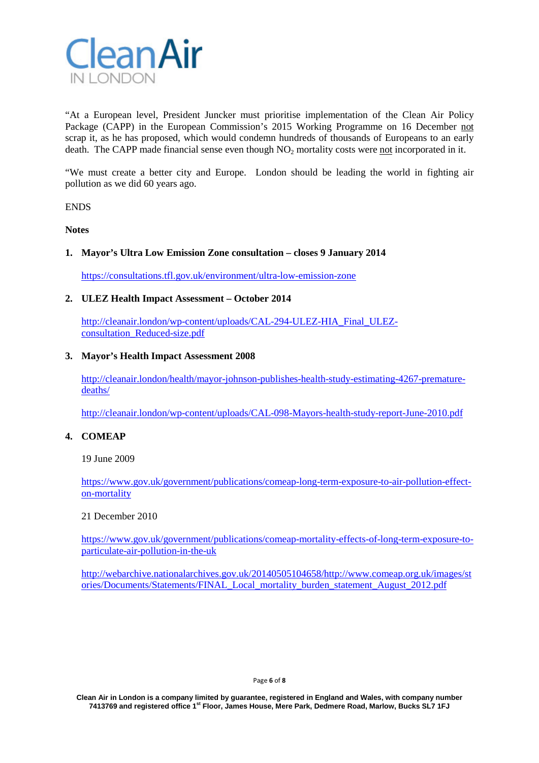"At a European level, President Juncker must prioritise implementation of the Clean Air Policy Package (CAPP) in the European Commission's 2015 Working Programme on 16 December not scrap it, as he has proposed, which would condemn hundreds of thousands of Europeans to an early death. The CAPP made financial sense even though $NO_2$ mortality costs were not incorporated in it.

"We must create a better city and Europe. London should be leading the world in fighting air pollution as we did 60 years ago.

ENDS

**Notes**

1. **Mayor's Ultra Low Emission Zone consultation – closes 9 January 2014**

   https://consultations.tfl.gov.uk/environment/ultra-low-emission-zone

2. **ULEZ Health Impact Assessment – October 2014**

   http://cleanair.london/wp-content/uploads/CAL-294-ULEZ-HIA_Final_ULEZ-consultation_Reduced-size.pdf

3. **Mayor's Health Impact Assessment 2008**

   http://cleanair.london/health/mayor-johnson-publishes-health-study-estimating-4267-premature-deaths/

   http://cleanair.london/wp-content/uploads/CAL-098-Mayors-health-study-report-June-2010.pdf

4. **COMEAP**

   19 June 2009

   https://www.gov.uk/government/publications/comeap-long-term-exposure-to-air-pollution-effect-on-mortality

   21 December 2010

   https://www.gov.uk/government/publications/comeap-mortality-effects-of-long-term-exposure-to-particulate-air-pollution-in-the-uk

   http://webarchive.nationalarchives.gov.uk/20140505104658/http://www.comeap.org.uk/images/stories/Documents/Statements/FINAL_Local_mortality_burden_statement_August_2012.pdf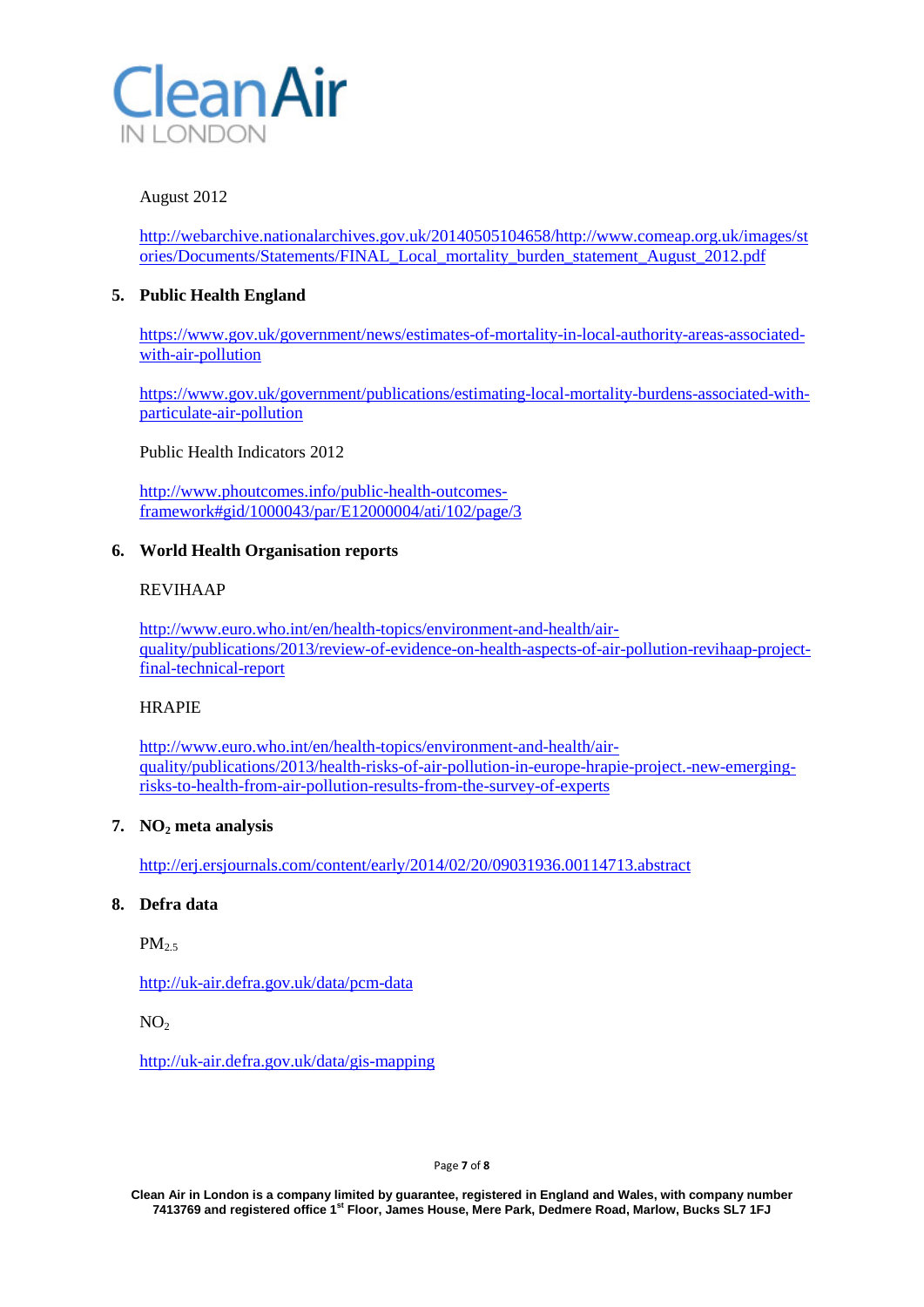August 2012

http://webarchive.nationalarchives.gov.uk/20140505104658/http://www.comeap.org.uk/images/stories/Documents/Statements/FINAL_Local_mortality_burden_statement_August_2012.pdf

5. **Public Health England**

https://www.gov.uk/government/news/estimates-of-mortality-in-local-authority-areas-associated-with-air-pollution

https://www.gov.uk/government/publications/estimating-local-mortality-burdens-associated-with-particulate-air-pollution

Public Health Indicators 2012

http://www.phoutcomes.info/public-health-outcomes-framework#gid/1000043/par/E12000004/ati/102/page/3

6. **World Health Organisation reports**

REVIHAAP

http://www.euro.who.int/en/health-topics/environment-and-health/air-quality/publications/2013/review-of-evidence-on-health-aspects-of-air-pollution-revihaap-project-final-technical-report

HRAPIE

http://www.euro.who.int/en/health-topics/environment-and-health/air-quality/publications/2013/health-risks-of-air-pollution-in-europe-hrapie-project.-new-emerging-risks-to-health-from-air-pollution-results-from-the-survey-of-experts

7. **$NO_2$ meta analysis**

http://erj.ersjournals.com/content/early/2014/02/20/09031936.00114713.abstract

8. **Defra data**

$PM_{2.5}$

http://uk-air.defra.gov.uk/data/pcm-data

$NO_2$

http://uk-air.defra.gov.uk/data/gis-mapping

Clean Air in London is a company limited by guarantee, registered in England and Wales, with company number 7413769 and registered office 1st Floor, James House, Mere Park, Dedmere Road, Marlow, Bucks SL7 1FJ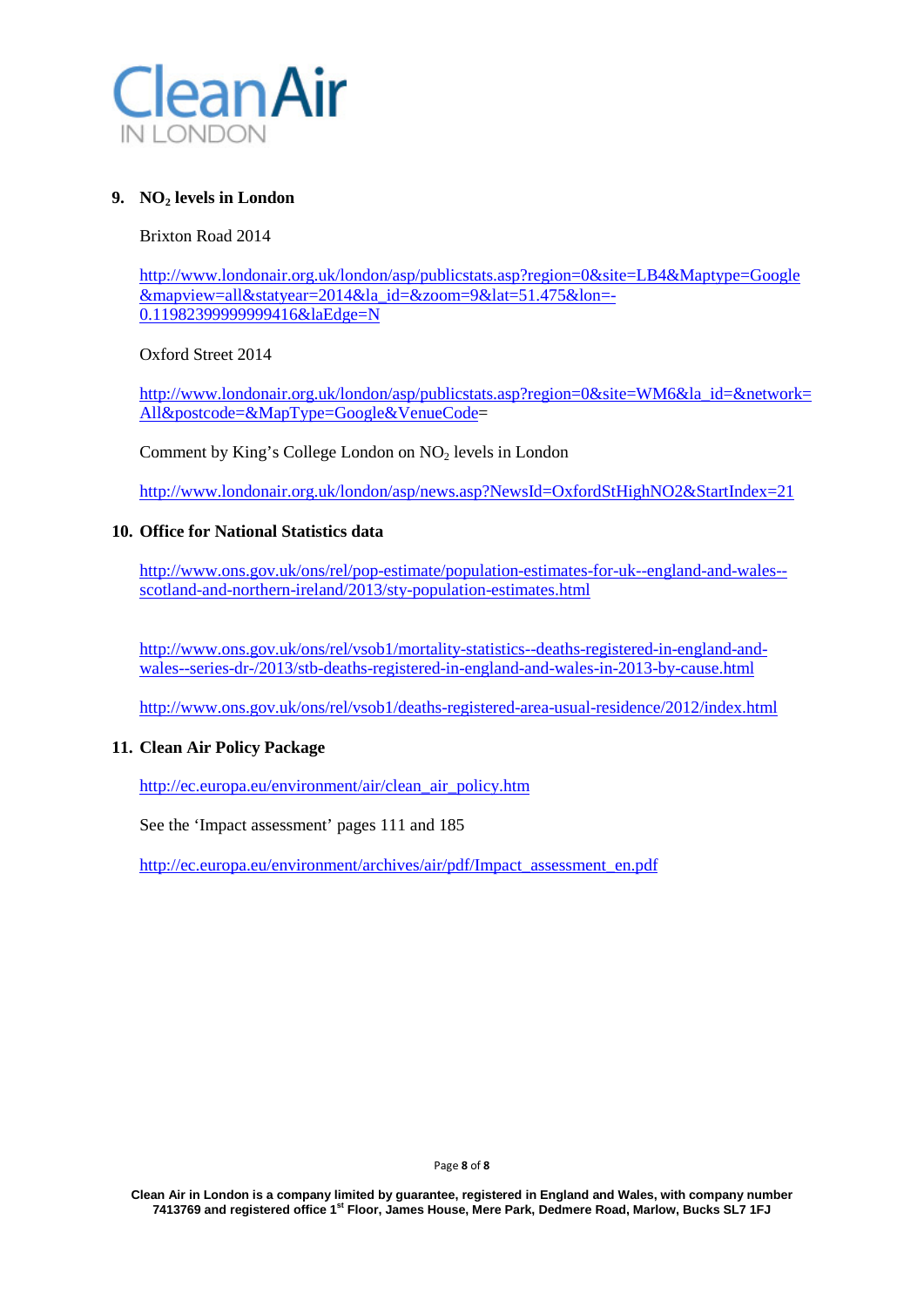**9. $NO_2$ levels in London**

Brixton Road 2014

http://www.londonair.org.uk/london/asp/publicstats.asp?region=0&site=LB4&Maptype=Google&mapview=all&statyear=2014&la_id=&zoom=9&lat=51.475&lon=-0.11982399999999416&laEdge=N

Oxford Street 2014

http://www.londonair.org.uk/london/asp/publicstats.asp?region=0&site=WM6&la_id=&network=All&postcode=&MapType=Google&VenueCode=

Comment by King's College London on $NO_2$ levels in London

http://www.londonair.org.uk/london/asp/news.asp?NewsId=OxfordStHighNO2&StartIndex=21

**10. Office for National Statistics data**

http://www.ons.gov.uk/ons/rel/pop-estimate/population-estimates-for-uk--england-and-wales--scotland-and-northern-ireland/2013/sty-population-estimates.html

http://www.ons.gov.uk/ons/rel/vsob1/mortality-statistics--deaths-registered-in-england-and-wales--series-dr-/2013/stb-deaths-registered-in-england-and-wales-in-2013-by-cause.html

http://www.ons.gov.uk/ons/rel/vsob1/deaths-registered-area-usual-residence/2012/index.html

**11. Clean Air Policy Package**

http://ec.europa.eu/environment/air/clean_air_policy.htm

See the 'Impact assessment' pages 111 and 185

http://ec.europa.eu/environment/archives/air/pdf/Impact_assessment_en.pdf

**Clean Air in London is a company limited by guarantee, registered in England and Wales, with company number 7413769 and registered office 1st Floor, James House, Mere Park, Dedmere Road, Marlow, Bucks SL7 1FJ**